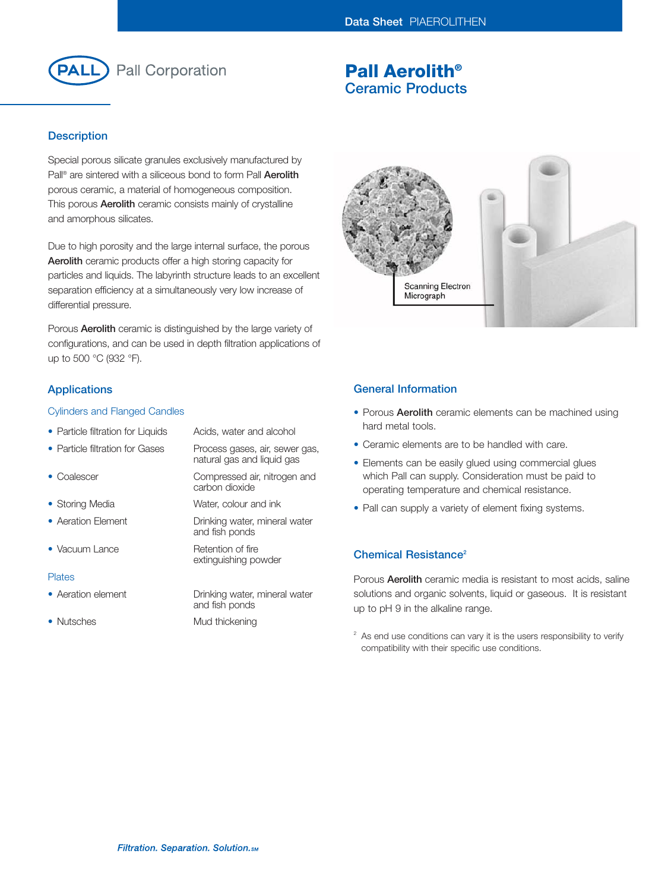Pall Corporation

# Pall Aerolith®
## Ceramic Products

## Description

Special porous silicate granules exclusively manufactured by Pall® are sintered with a siliceous bond to form Pall **Aerolith** porous ceramic, a material of homogeneous composition. This porous **Aerolith** ceramic consists mainly of crystalline and amorphous silicates.

Due to high porosity and the large internal surface, the porous **Aerolith** ceramic products offer a high storing capacity for particles and liquids. The labyrinth structure leads to an excellent separation efficiency at a simultaneously very low increase of differential pressure.

Porous **Aerolith** ceramic is distinguished by the large variety of configurations, and can be used in depth filtration applications of up to 500 °C (932 °F).

Scanning Electron Micrograph

## Applications

### Cylinders and Flanged Candles

| | |
|---|---|
| • Particle filtration for Liquids | Acids, water and alcohol |
| • Particle filtration for Gases | Process gases, air, sewer gas, natural gas and liquid gas |
| • Coalescer | Compressed air, nitrogen and carbon dioxide |
| • Storing Media | Water, colour and ink |
| • Aeration Element | Drinking water, mineral water and fish ponds |
| • Vacuum Lance | Retention of fire extinguishing powder |

### Plates

| | |
|---|---|
| • Aeration element | Drinking water, mineral water and fish ponds |
| • Nutsches | Mud thickening |

## General Information

- Porous **Aerolith** ceramic elements can be machined using hard metal tools.
- Ceramic elements are to be handled with care.
- Elements can be easily glued using commercial glues which Pall can supply. Consideration must be paid to operating temperature and chemical resistance.
- Pall can supply a variety of element fixing systems.

## Chemical Resistance[2]

Porous **Aerolith** ceramic media is resistant to most acids, saline solutions and organic solvents, liquid or gaseous. It is resistant up to pH 9 in the alkaline range.

[2] As end use conditions can vary it is the users responsibility to verify compatibility with their specific use conditions.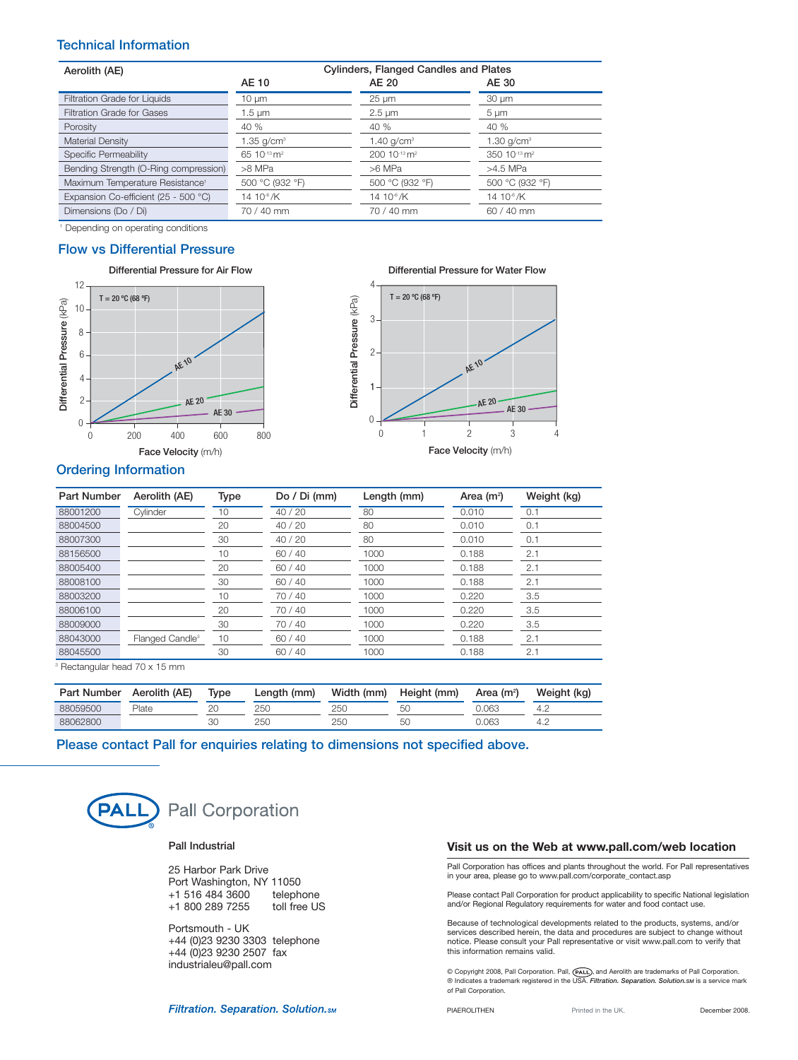## Technical Information

| Aerolith (AE) | Cylinders, Flanged Candles and Plates | | |
|---|---|---|---|
| | AE 10 | AE 20 | AE 30 |
| Filtration Grade for Liquids | 10 µm | 25 µm | 30 µm |
| Filtration Grade for Gases | 1.5 µm | 2.5 µm | 5 µm |
| Porosity | 40 % | 40 % | 40 % |
| Material Density | 1.35 g/cm³ | 1.40 g/cm³ | 1.30 g/cm³ |
| Specific Permeability | 65 $10^{-13}$ m² | 200 $10^{-13}$ m² | 350 $10^{-13}$ m² |
| Bending Strength (O-Ring compression) | >8 MPa | >6 MPa | >4.5 MPa |
| Maximum Temperature Resistance[1] | 500 °C (932 °F) | 500 °C (932 °F) | 500 °C (932 °F) |
| Expansion Co-efficient (25 - 500 °C) | 14 $10^{-6}$/K | 14 $10^{-6}$/K | 14 $10^{-6}$/K |
| Dimensions (Do / Di) | 70 / 40 mm | 70 / 40 mm | 60 / 40 mm |

[1] Depending on operating conditions

## Flow vs Differential Pressure

Differential Pressure for Air Flow

T = 20 °C (68 °F)

Differential Pressure (kPa)

0, 2, 4, 6, 8, 10, 12

AE 10, AE 20, AE 30

0, 200, 400, 600, 800

Face Velocity (m/h)

Differential Pressure for Water Flow

T = 20 °C (68 °F)

Differential Pressure (kPa)

0, 1, 2, 3, 4

AE 10, AE 20, AE 30

0, 1, 2, 3, 4

Face Velocity (m/h)

## Ordering Information

| Part Number | Aerolith (AE) | Type | Do / Di (mm) | Length (mm) | Area (m²) | Weight (kg) |
|---|---|---|---|---|---|---|
| 88001200 | Cylinder | 10 | 40 / 20 | 80 | 0.010 | 0.1 |
| 88004500 | | 20 | 40 / 20 | 80 | 0.010 | 0.1 |
| 88007300 | | 30 | 40 / 20 | 80 | 0.010 | 0.1 |
| 88156500 | | 10 | 60 / 40 | 1000 | 0.188 | 2.1 |
| 88005400 | | 20 | 60 / 40 | 1000 | 0.188 | 2.1 |
| 88008100 | | 30 | 60 / 40 | 1000 | 0.188 | 2.1 |
| 88003200 | | 10 | 70 / 40 | 1000 | 0.220 | 3.5 |
| 88006100 | | 20 | 70 / 40 | 1000 | 0.220 | 3.5 |
| 88009000 | | 30 | 70 / 40 | 1000 | 0.220 | 3.5 |
| 88043000 | Flanged Candle[3] | 10 | 60 / 40 | 1000 | 0.188 | 2.1 |
| 88045500 | | 30 | 60 / 40 | 1000 | 0.188 | 2.1 |

[3] Rectangular head 70 x 15 mm

| Part Number | Aerolith (AE) | Type | Length (mm) | Width (mm) | Height (mm) | Area (m²) | Weight (kg) |
|---|---|---|---|---|---|---|---|
| 88059500 | Plate | 20 | 250 | 250 | 50 | 0.063 | 4.2 |
| 88062800 | | 30 | 250 | 250 | 50 | 0.063 | 4.2 |

**Please contact Pall for enquiries relating to dimensions not specified above.**

PALL Pall Corporation

**Pall Industrial**

25 Harbor Park Drive
Port Washington, NY 11050
+1 516 484 3600 telephone
+1 800 289 7255 toll free US

Portsmouth - UK
+44 (0)23 9230 3303 telephone
+44 (0)23 9230 2507 fax
industrialeu@pall.com

**Visit us on the Web at www.pall.com/web location**

Pall Corporation has offices and plants throughout the world. For Pall representatives in your area, please go to www.pall.com/corporate_contact.asp

Please contact Pall Corporation for product applicability to specific National legislation and/or Regional Regulatory requirements for water and food contact use.

Because of technological developments related to the products, systems, and/or services described herein, the data and procedures are subject to change without notice. Please consult your Pall representative or visit www.pall.com to verify that this information remains valid.

© Copyright 2008, Pall Corporation. Pall, PALL, and Aerolith are trademarks of Pall Corporation. ® Indicates a trademark registered in the USA. *Filtration. Separation. Solution.SM* is a service mark of Pall Corporation.

*Filtration. Separation. Solution.SM*

PIAEROLITHEN Printed in the UK. December 2008.